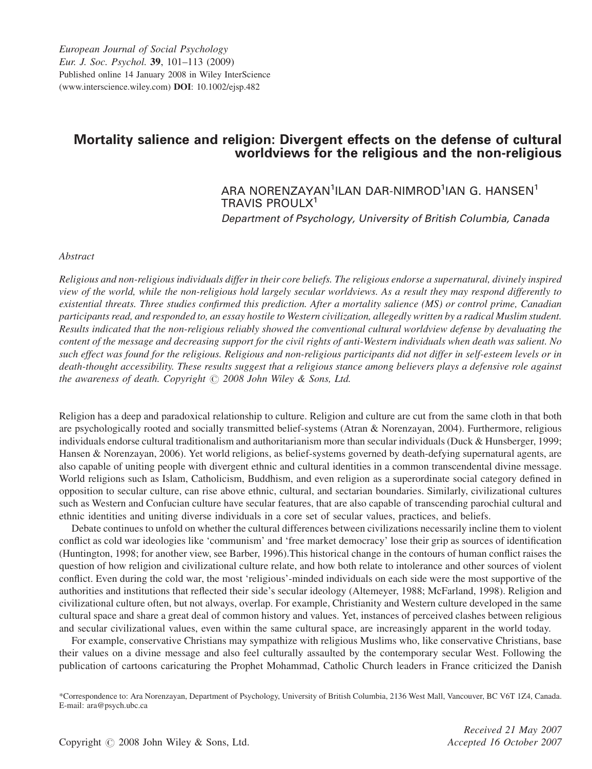European Journal of Social Psychology
Eur. J. Soc. Psychol. **39**, 101–113 (2009)
Published online 14 January 2008 in Wiley InterScience
(www.interscience.wiley.com) **DOI**: 10.1002/ejsp.482

# Mortality salience and religion: Divergent effects on the defense of cultural worldviews for the religious and the non-religious

ARA NORENZAYAN[1] ILAN DAR-NIMROD[1] IAN G. HANSEN[1] TRAVIS PROULX[1]

*Department of Psychology, University of British Columbia, Canada*

*Abstract*

*Religious and non-religious individuals differ in their core beliefs. The religious endorse a supernatural, divinely inspired view of the world, while the non-religious hold largely secular worldviews. As a result they may respond differently to existential threats. Three studies confirmed this prediction. After a mortality salience (MS) or control prime, Canadian participants read, and responded to, an essay hostile to Western civilization, allegedly written by a radical Muslim student. Results indicated that the non-religious reliably showed the conventional cultural worldview defense by devaluating the content of the message and decreasing support for the civil rights of anti-Western individuals when death was salient. No such effect was found for the religious. Religious and non-religious participants did not differ in self-esteem levels or in death-thought accessibility. These results suggest that a religious stance among believers plays a defensive role against the awareness of death. Copyright © 2008 John Wiley & Sons, Ltd.*

Religion has a deep and paradoxical relationship to culture. Religion and culture are cut from the same cloth in that both are psychologically rooted and socially transmitted belief-systems (Atran & Norenzayan, 2004). Furthermore, religious individuals endorse cultural traditionalism and authoritarianism more than secular individuals (Duck & Hunsberger, 1999; Hansen & Norenzayan, 2006). Yet world religions, as belief-systems governed by death-defying supernatural agents, are also capable of uniting people with divergent ethnic and cultural identities in a common transcendental divine message. World religions such as Islam, Catholicism, Buddhism, and even religion as a superordinate social category defined in opposition to secular culture, can rise above ethnic, cultural, and sectarian boundaries. Similarly, civilizational cultures such as Western and Confucian culture have secular features, that are also capable of transcending parochial cultural and ethnic identities and uniting diverse individuals in a core set of secular values, practices, and beliefs.

Debate continues to unfold on whether the cultural differences between civilizations necessarily incline them to violent conflict as cold war ideologies like 'communism' and 'free market democracy' lose their grip as sources of identification (Huntington, 1998; for another view, see Barber, 1996).This historical change in the contours of human conflict raises the question of how religion and civilizational culture relate, and how both relate to intolerance and other sources of violent conflict. Even during the cold war, the most 'religious'-minded individuals on each side were the most supportive of the authorities and institutions that reflected their side's secular ideology (Altemeyer, 1988; McFarland, 1998). Religion and civilizational culture often, but not always, overlap. For example, Christianity and Western culture developed in the same cultural space and share a great deal of common history and values. Yet, instances of perceived clashes between religious and secular civilizational values, even within the same cultural space, are increasingly apparent in the world today.

For example, conservative Christians may sympathize with religious Muslims who, like conservative Christians, base their values on a divine message and also feel culturally assaulted by the contemporary secular West. Following the publication of cartoons caricaturing the Prophet Mohammad, Catholic Church leaders in France criticized the Danish

*Correspondence to: Ara Norenzayan, Department of Psychology, University of British Columbia, 2136 West Mall, Vancouver, BC V6T 1Z4, Canada. E-mail: ara@psych.ubc.ca

Copyright © 2008 John Wiley & Sons, Ltd.

*Received 21 May 2007*
*Accepted 16 October 2007*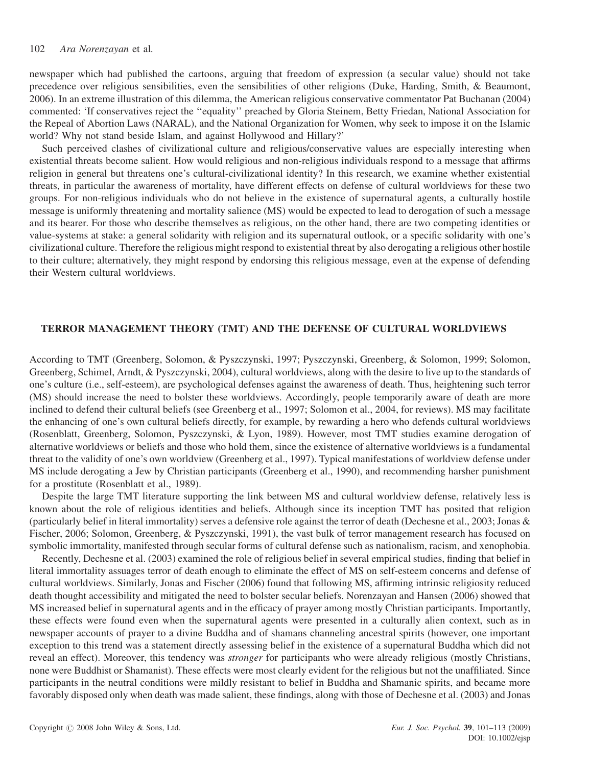newspaper which had published the cartoons, arguing that freedom of expression (a secular value) should not take precedence over religious sensibilities, even the sensibilities of other religions (Duke, Harding, Smith, & Beaumont, 2006). In an extreme illustration of this dilemma, the American religious conservative commentator Pat Buchanan (2004) commented: 'If conservatives reject the ''equality'' preached by Gloria Steinem, Betty Friedan, National Association for the Repeal of Abortion Laws (NARAL), and the National Organization for Women, why seek to impose it on the Islamic world? Why not stand beside Islam, and against Hollywood and Hillary?'

Such perceived clashes of civilizational culture and religious/conservative values are especially interesting when existential threats become salient. How would religious and non-religious individuals respond to a message that affirms religion in general but threatens one's cultural-civilizational identity? In this research, we examine whether existential threats, in particular the awareness of mortality, have different effects on defense of cultural worldviews for these two groups. For non-religious individuals who do not believe in the existence of supernatural agents, a culturally hostile message is uniformly threatening and mortality salience (MS) would be expected to lead to derogation of such a message and its bearer. For those who describe themselves as religious, on the other hand, there are two competing identities or value-systems at stake: a general solidarity with religion and its supernatural outlook, or a specific solidarity with one's civilizational culture. Therefore the religious might respond to existential threat by also derogating a religious other hostile to their culture; alternatively, they might respond by endorsing this religious message, even at the expense of defending their Western cultural worldviews.

## TERROR MANAGEMENT THEORY (TMT) AND THE DEFENSE OF CULTURAL WORLDVIEWS

According to TMT (Greenberg, Solomon, & Pyszczynski, 1997; Pyszczynski, Greenberg, & Solomon, 1999; Solomon, Greenberg, Schimel, Arndt, & Pyszczynski, 2004), cultural worldviews, along with the desire to live up to the standards of one's culture (i.e., self-esteem), are psychological defenses against the awareness of death. Thus, heightening such terror (MS) should increase the need to bolster these worldviews. Accordingly, people temporarily aware of death are more inclined to defend their cultural beliefs (see Greenberg et al., 1997; Solomon et al., 2004, for reviews). MS may facilitate the enhancing of one's own cultural beliefs directly, for example, by rewarding a hero who defends cultural worldviews (Rosenblatt, Greenberg, Solomon, Pyszczynski, & Lyon, 1989). However, most TMT studies examine derogation of alternative worldviews or beliefs and those who hold them, since the existence of alternative worldviews is a fundamental threat to the validity of one's own worldview (Greenberg et al., 1997). Typical manifestations of worldview defense under MS include derogating a Jew by Christian participants (Greenberg et al., 1990), and recommending harsher punishment for a prostitute (Rosenblatt et al., 1989).

Despite the large TMT literature supporting the link between MS and cultural worldview defense, relatively less is known about the role of religious identities and beliefs. Although since its inception TMT has posited that religion (particularly belief in literal immortality) serves a defensive role against the terror of death (Dechesne et al., 2003; Jonas & Fischer, 2006; Solomon, Greenberg, & Pyszczynski, 1991), the vast bulk of terror management research has focused on symbolic immortality, manifested through secular forms of cultural defense such as nationalism, racism, and xenophobia.

Recently, Dechesne et al. (2003) examined the role of religious belief in several empirical studies, finding that belief in literal immortality assuages terror of death enough to eliminate the effect of MS on self-esteem concerns and defense of cultural worldviews. Similarly, Jonas and Fischer (2006) found that following MS, affirming intrinsic religiosity reduced death thought accessibility and mitigated the need to bolster secular beliefs. Norenzayan and Hansen (2006) showed that MS increased belief in supernatural agents and in the efficacy of prayer among mostly Christian participants. Importantly, these effects were found even when the supernatural agents were presented in a culturally alien context, such as in newspaper accounts of prayer to a divine Buddha and of shamans channeling ancestral spirits (however, one important exception to this trend was a statement directly assessing belief in the existence of a supernatural Buddha which did not reveal an effect). Moreover, this tendency was *stronger* for participants who were already religious (mostly Christians, none were Buddhist or Shamanist). These effects were most clearly evident for the religious but not the unaffiliated. Since participants in the neutral conditions were mildly resistant to belief in Buddha and Shamanic spirits, and became more favorably disposed only when death was made salient, these findings, along with those of Dechesne et al. (2003) and Jonas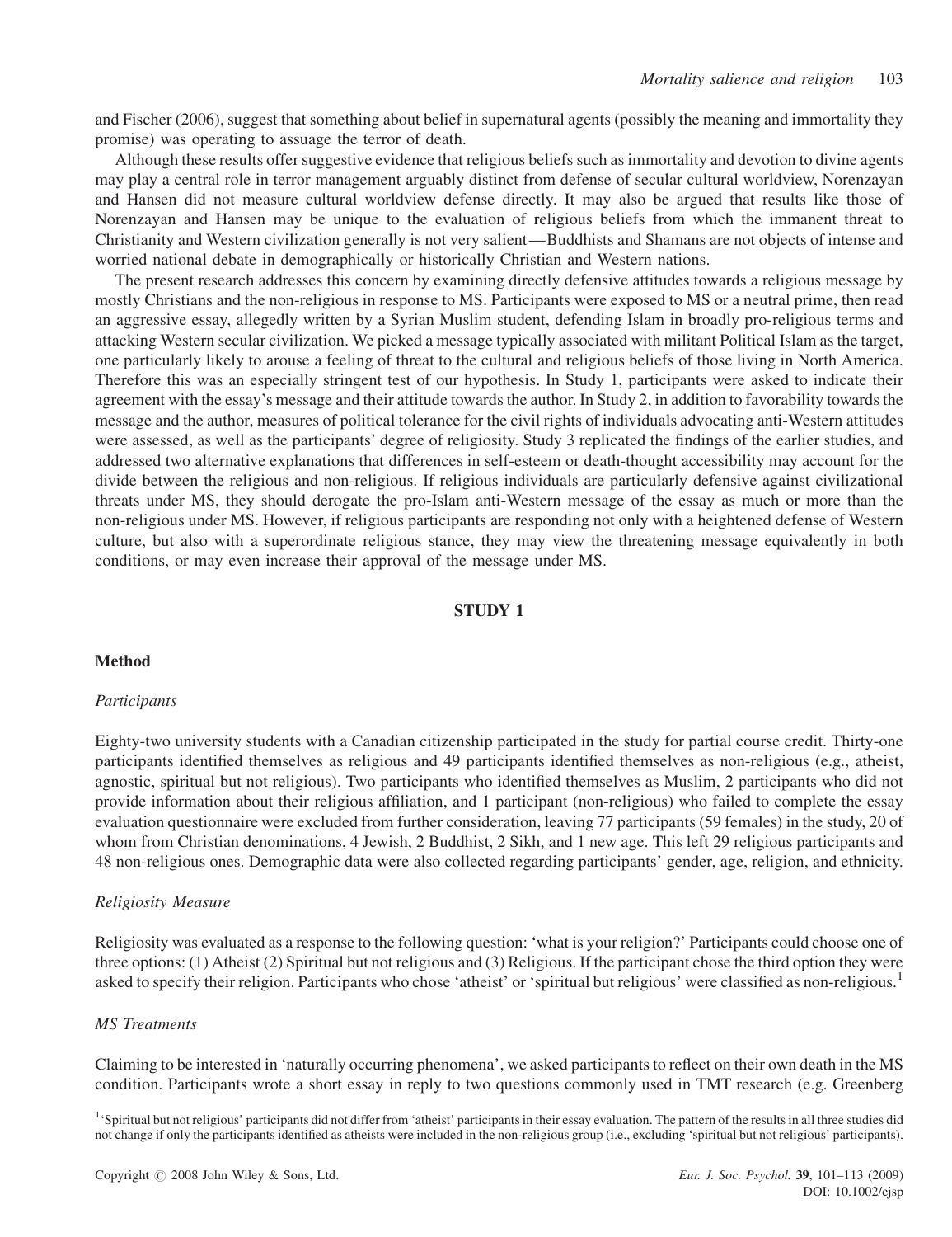and Fischer (2006), suggest that something about belief in supernatural agents (possibly the meaning and immortality they promise) was operating to assuage the terror of death.

Although these results offer suggestive evidence that religious beliefs such as immortality and devotion to divine agents may play a central role in terror management arguably distinct from defense of secular cultural worldview, Norenzayan and Hansen did not measure cultural worldview defense directly. It may also be argued that results like those of Norenzayan and Hansen may be unique to the evaluation of religious beliefs from which the immanent threat to Christianity and Western civilization generally is not very salient—Buddhists and Shamans are not objects of intense and worried national debate in demographically or historically Christian and Western nations.

The present research addresses this concern by examining directly defensive attitudes towards a religious message by mostly Christians and the non-religious in response to MS. Participants were exposed to MS or a neutral prime, then read an aggressive essay, allegedly written by a Syrian Muslim student, defending Islam in broadly pro-religious terms and attacking Western secular civilization. We picked a message typically associated with militant Political Islam as the target, one particularly likely to arouse a feeling of threat to the cultural and religious beliefs of those living in North America. Therefore this was an especially stringent test of our hypothesis. In Study 1, participants were asked to indicate their agreement with the essay's message and their attitude towards the author. In Study 2, in addition to favorability towards the message and the author, measures of political tolerance for the civil rights of individuals advocating anti-Western attitudes were assessed, as well as the participants' degree of religiosity. Study 3 replicated the findings of the earlier studies, and addressed two alternative explanations that differences in self-esteem or death-thought accessibility may account for the divide between the religious and non-religious. If religious individuals are particularly defensive against civilizational threats under MS, they should derogate the pro-Islam anti-Western message of the essay as much or more than the non-religious under MS. However, if religious participants are responding not only with a heightened defense of Western culture, but also with a superordinate religious stance, they may view the threatening message equivalently in both conditions, or may even increase their approval of the message under MS.

## STUDY 1

### Method

#### *Participants*

Eighty-two university students with a Canadian citizenship participated in the study for partial course credit. Thirty-one participants identified themselves as religious and 49 participants identified themselves as non-religious (e.g., atheist, agnostic, spiritual but not religious). Two participants who identified themselves as Muslim, 2 participants who did not provide information about their religious affiliation, and 1 participant (non-religious) who failed to complete the essay evaluation questionnaire were excluded from further consideration, leaving 77 participants (59 females) in the study, 20 of whom from Christian denominations, 4 Jewish, 2 Buddhist, 2 Sikh, and 1 new age. This left 29 religious participants and 48 non-religious ones. Demographic data were also collected regarding participants' gender, age, religion, and ethnicity.

#### *Religiosity Measure*

Religiosity was evaluated as a response to the following question: 'what is your religion?' Participants could choose one of three options: (1) Atheist (2) Spiritual but not religious and (3) Religious. If the participant chose the third option they were asked to specify their religion. Participants who chose 'atheist' or 'spiritual but religious' were classified as non-religious.[1]

#### *MS Treatments*

Claiming to be interested in 'naturally occurring phenomena', we asked participants to reflect on their own death in the MS condition. Participants wrote a short essay in reply to two questions commonly used in TMT research (e.g. Greenberg

[1]'Spiritual but not religious' participants did not differ from 'atheist' participants in their essay evaluation. The pattern of the results in all three studies did not change if only the participants identified as atheists were included in the non-religious group (i.e., excluding 'spiritual but not religious' participants).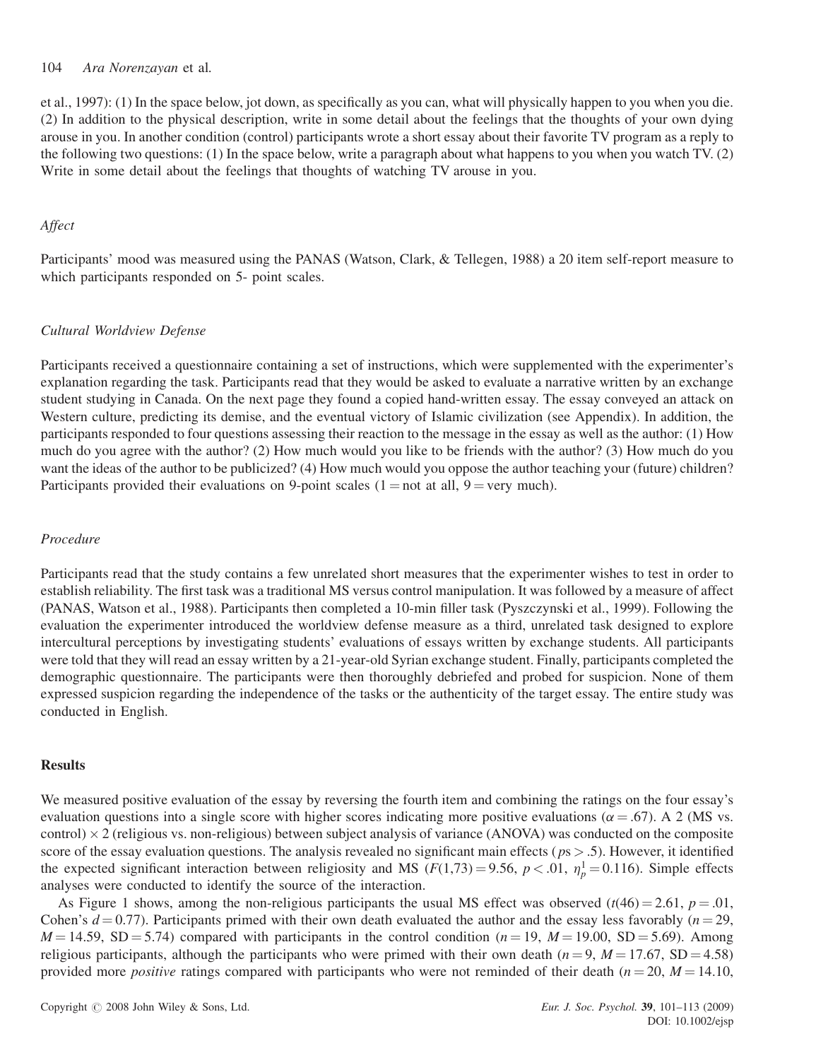et al., 1997): (1) In the space below, jot down, as specifically as you can, what will physically happen to you when you die. (2) In addition to the physical description, write in some detail about the feelings that the thoughts of your own dying arouse in you. In another condition (control) participants wrote a short essay about their favorite TV program as a reply to the following two questions: (1) In the space below, write a paragraph about what happens to you when you watch TV. (2) Write in some detail about the feelings that thoughts of watching TV arouse in you.

### *Affect*

Participants' mood was measured using the PANAS (Watson, Clark, & Tellegen, 1988) a 20 item self-report measure to which participants responded on 5- point scales.

### *Cultural Worldview Defense*

Participants received a questionnaire containing a set of instructions, which were supplemented with the experimenter's explanation regarding the task. Participants read that they would be asked to evaluate a narrative written by an exchange student studying in Canada. On the next page they found a copied hand-written essay. The essay conveyed an attack on Western culture, predicting its demise, and the eventual victory of Islamic civilization (see Appendix). In addition, the participants responded to four questions assessing their reaction to the message in the essay as well as the author: (1) How much do you agree with the author? (2) How much would you like to be friends with the author? (3) How much do you want the ideas of the author to be publicized? (4) How much would you oppose the author teaching your (future) children? Participants provided their evaluations on 9-point scales (1 = not at all, 9 = very much).

### *Procedure*

Participants read that the study contains a few unrelated short measures that the experimenter wishes to test in order to establish reliability. The first task was a traditional MS versus control manipulation. It was followed by a measure of affect (PANAS, Watson et al., 1988). Participants then completed a 10-min filler task (Pyszczynski et al., 1999). Following the evaluation the experimenter introduced the worldview defense measure as a third, unrelated task designed to explore intercultural perceptions by investigating students' evaluations of essays written by exchange students. All participants were told that they will read an essay written by a 21-year-old Syrian exchange student. Finally, participants completed the demographic questionnaire. The participants were then thoroughly debriefed and probed for suspicion. None of them expressed suspicion regarding the independence of the tasks or the authenticity of the target essay. The entire study was conducted in English.

## Results

We measured positive evaluation of the essay by reversing the fourth item and combining the ratings on the four essay's evaluation questions into a single score with higher scores indicating more positive evaluations ($\alpha = .67$). A 2 (MS vs. control) $\times$ 2 (religious vs. non-religious) between subject analysis of variance (ANOVA) was conducted on the composite score of the essay evaluation questions. The analysis revealed no significant main effects ($ps > .5$). However, it identified the expected significant interaction between religiosity and MS ($F(1,73) = 9.56$, $p < .01$, $\eta_p^1 = 0.116$). Simple effects analyses were conducted to identify the source of the interaction.

As Figure 1 shows, among the non-religious participants the usual MS effect was observed ($t(46) = 2.61$, $p = .01$, Cohen's $d = 0.77$). Participants primed with their own death evaluated the author and the essay less favorably ($n = 29$, $M = 14.59$, $SD = 5.74$) compared with participants in the control condition ($n = 19$, $M = 19.00$, $SD = 5.69$). Among religious participants, although the participants who were primed with their own death ($n = 9$, $M = 17.67$, $SD = 4.58$) provided more *positive* ratings compared with participants who were not reminded of their death ($n = 20$, $M = 14.10$,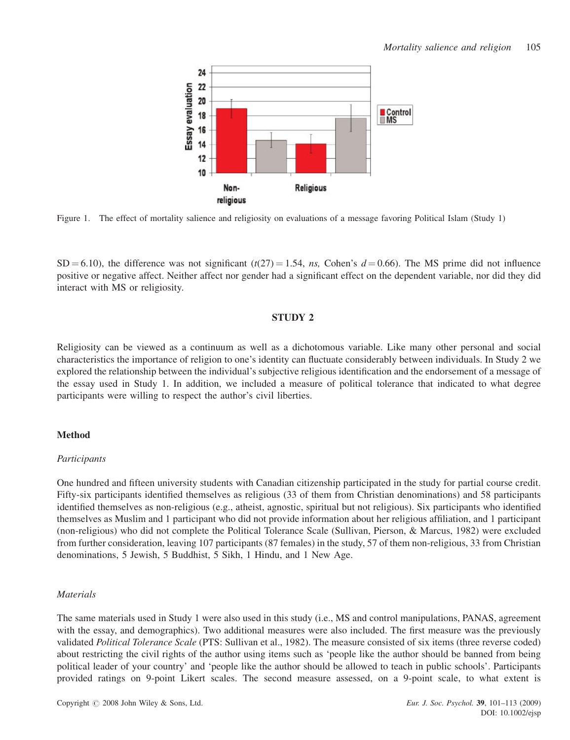Figure 1. The effect of mortality salience and religiosity on evaluations of a message favoring Political Islam (Study 1)

SD = 6.10), the difference was not significant ($t(27) = 1.54$, *ns,* Cohen's $d = 0.66$). The MS prime did not influence positive or negative affect. Neither affect nor gender had a significant effect on the dependent variable, nor did they did interact with MS or religiosity.

## STUDY 2

Religiosity can be viewed as a continuum as well as a dichotomous variable. Like many other personal and social characteristics the importance of religion to one's identity can fluctuate considerably between individuals. In Study 2 we explored the relationship between the individual's subjective religious identification and the endorsement of a message of the essay used in Study 1. In addition, we included a measure of political tolerance that indicated to what degree participants were willing to respect the author's civil liberties.

### Method

#### *Participants*

One hundred and fifteen university students with Canadian citizenship participated in the study for partial course credit. Fifty-six participants identified themselves as religious (33 of them from Christian denominations) and 58 participants identified themselves as non-religious (e.g., atheist, agnostic, spiritual but not religious). Six participants who identified themselves as Muslim and 1 participant who did not provide information about her religious affiliation, and 1 participant (non-religious) who did not complete the Political Tolerance Scale (Sullivan, Pierson, & Marcus, 1982) were excluded from further consideration, leaving 107 participants (87 females) in the study, 57 of them non-religious, 33 from Christian denominations, 5 Jewish, 5 Buddhist, 5 Sikh, 1 Hindu, and 1 New Age.

#### *Materials*

The same materials used in Study 1 were also used in this study (i.e., MS and control manipulations, PANAS, agreement with the essay, and demographics). Two additional measures were also included. The first measure was the previously validated *Political Tolerance Scale* (PTS: Sullivan et al., 1982). The measure consisted of six items (three reverse coded) about restricting the civil rights of the author using items such as 'people like the author should be banned from being political leader of your country' and 'people like the author should be allowed to teach in public schools'. Participants provided ratings on 9-point Likert scales. The second measure assessed, on a 9-point scale, to what extent is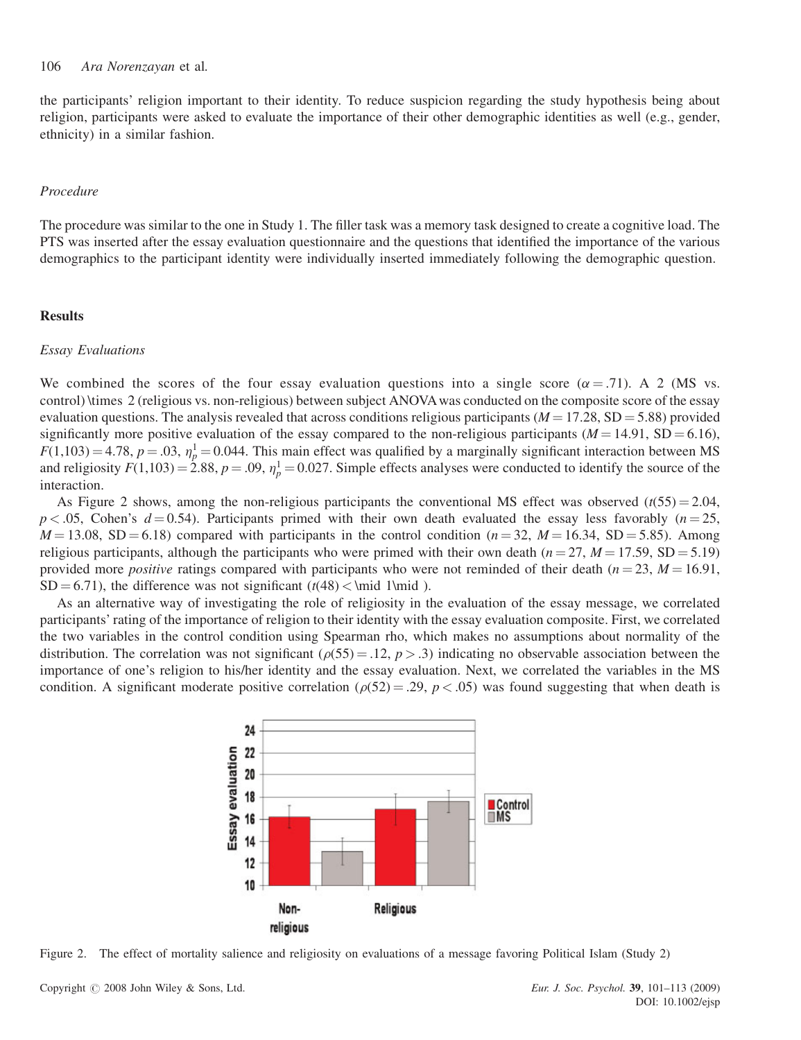the participants' religion important to their identity. To reduce suspicion regarding the study hypothesis being about religion, participants were asked to evaluate the importance of their other demographic identities as well (e.g., gender, ethnicity) in a similar fashion.

### *Procedure*

The procedure was similar to the one in Study 1. The filler task was a memory task designed to create a cognitive load. The PTS was inserted after the essay evaluation questionnaire and the questions that identified the importance of the various demographics to the participant identity were individually inserted immediately following the demographic question.

## Results

### *Essay Evaluations*

We combined the scores of the four essay evaluation questions into a single score ($\alpha = .71$). A 2 (MS vs. control) $\times$ 2 (religious vs. non-religious) between subject ANOVA was conducted on the composite score of the essay evaluation questions. The analysis revealed that across conditions religious participants ($M = 17.28$, $SD = 5.88$) provided significantly more positive evaluation of the essay compared to the non-religious participants ($M = 14.91$, $SD = 6.16$), $F(1,103) = 4.78$, $p = .03$, $\eta_p^1 = 0.044$. This main effect was qualified by a marginally significant interaction between MS and religiosity $F(1,103) = 2.88$, $p = .09$, $\eta_p^1 = 0.027$. Simple effects analyses were conducted to identify the source of the interaction.

As Figure 2 shows, among the non-religious participants the conventional MS effect was observed ($t(55) = 2.04$, $p < .05$, Cohen's $d = 0.54$). Participants primed with their own death evaluated the essay less favorably ($n = 25$, $M = 13.08$, $SD = 6.18$) compared with participants in the control condition ($n = 32$, $M = 16.34$, $SD = 5.85$). Among religious participants, although the participants who were primed with their own death ($n = 27$, $M = 17.59$, $SD = 5.19$) provided more *positive* ratings compared with participants who were not reminded of their death ($n = 23$, $M = 16.91$, $SD = 6.71$), the difference was not significant ($t(48) < \mid 1 \mid$).

As an alternative way of investigating the role of religiosity in the evaluation of the essay message, we correlated participants' rating of the importance of religion to their identity with the essay evaluation composite. First, we correlated the two variables in the control condition using Spearman rho, which makes no assumptions about normality of the distribution. The correlation was not significant ($\rho(55) = .12$, $p > .3$) indicating no observable association between the importance of one's religion to his/her identity and the essay evaluation. Next, we correlated the variables in the MS condition. A significant moderate positive correlation ($\rho(52) = .29$, $p < .05$) was found suggesting that when death is

Figure 2. The effect of mortality salience and religiosity on evaluations of a message favoring Political Islam (Study 2)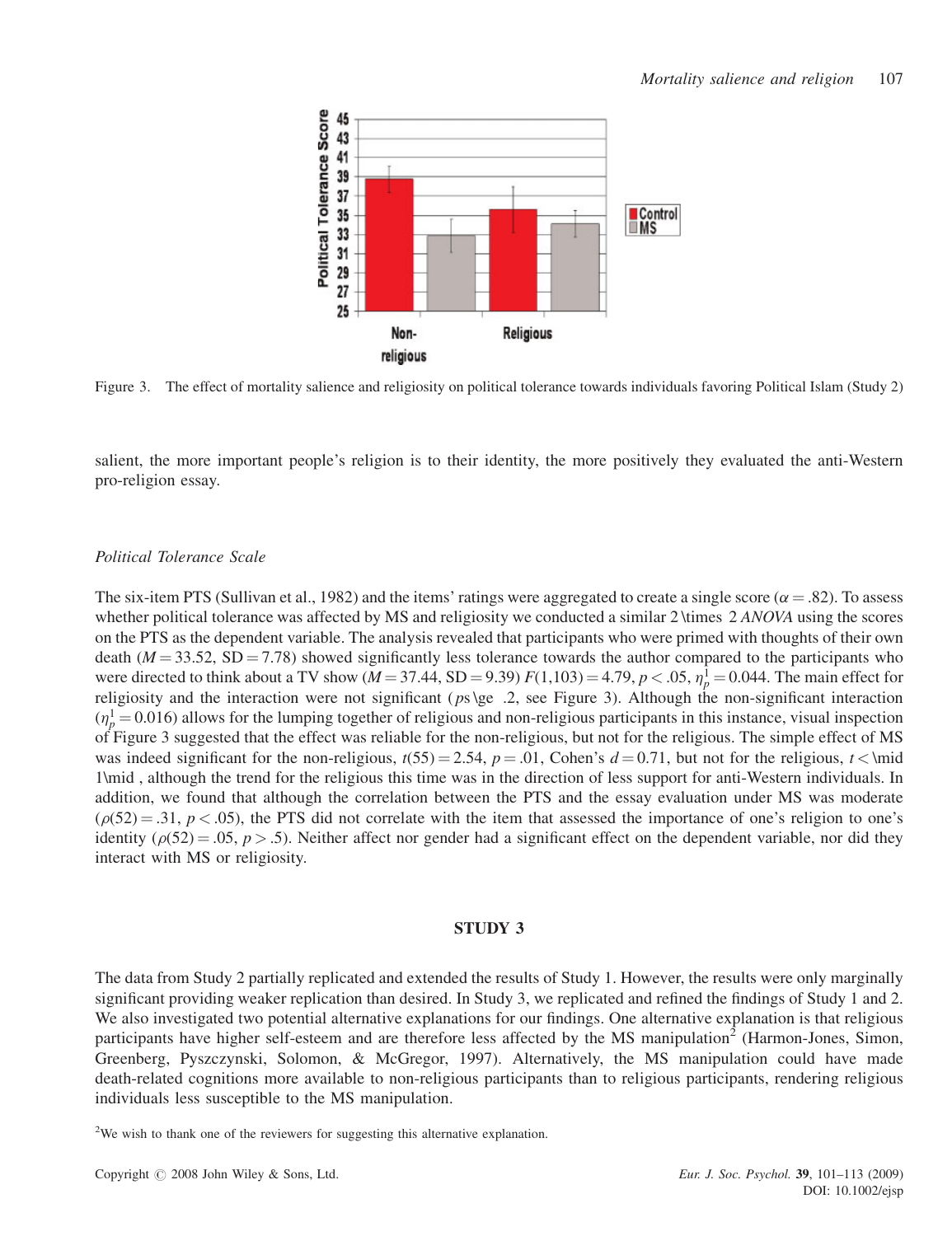Figure 3. The effect of mortality salience and religiosity on political tolerance towards individuals favoring Political Islam (Study 2)

salient, the more important people's religion is to their identity, the more positively they evaluated the anti-Western pro-religion essay.

### *Political Tolerance Scale*

The six-item PTS (Sullivan et al., 1982) and the items' ratings were aggregated to create a single score ($\alpha = .82$). To assess whether political tolerance was affected by MS and religiosity we conducted a similar $2 \times 2$ *ANOVA* using the scores on the PTS as the dependent variable. The analysis revealed that participants who were primed with thoughts of their own death ($M = 33.52$, $SD = 7.78$) showed significantly less tolerance towards the author compared to the participants who were directed to think about a TV show ($M = 37.44$, $SD = 9.39$) $F(1,103) = 4.79$, $p < .05$, $\eta_p^1 = 0.044$. The main effect for religiosity and the interaction were not significant ($ps \ge .2$, see Figure 3). Although the non-significant interaction ($\eta_p^1 = 0.016$) allows for the lumping together of religious and non-religious participants in this instance, visual inspection of Figure 3 suggested that the effect was reliable for the non-religious, but not for the religious. The simple effect of MS was indeed significant for the non-religious, $t(55) = 2.54$, $p = .01$, Cohen's $d = 0.71$, but not for the religious, $t < \mid 1 \mid$, although the trend for the religious this time was in the direction of less support for anti-Western individuals. In addition, we found that although the correlation between the PTS and the essay evaluation under MS was moderate ($\rho(52) = .31$, $p < .05$), the PTS did not correlate with the item that assessed the importance of one's religion to one's identity ($\rho(52) = .05$, $p > .5$). Neither affect nor gender had a significant effect on the dependent variable, nor did they interact with MS or religiosity.

## STUDY 3

The data from Study 2 partially replicated and extended the results of Study 1. However, the results were only marginally significant providing weaker replication than desired. In Study 3, we replicated and refined the findings of Study 1 and 2. We also investigated two potential alternative explanations for our findings. One alternative explanation is that religious participants have higher self-esteem and are therefore less affected by the MS manipulation[2] (Harmon-Jones, Simon, Greenberg, Pyszczynski, Solomon, & McGregor, 1997). Alternatively, the MS manipulation could have made death-related cognitions more available to non-religious participants than to religious participants, rendering religious individuals less susceptible to the MS manipulation.

[2]We wish to thank one of the reviewers for suggesting this alternative explanation.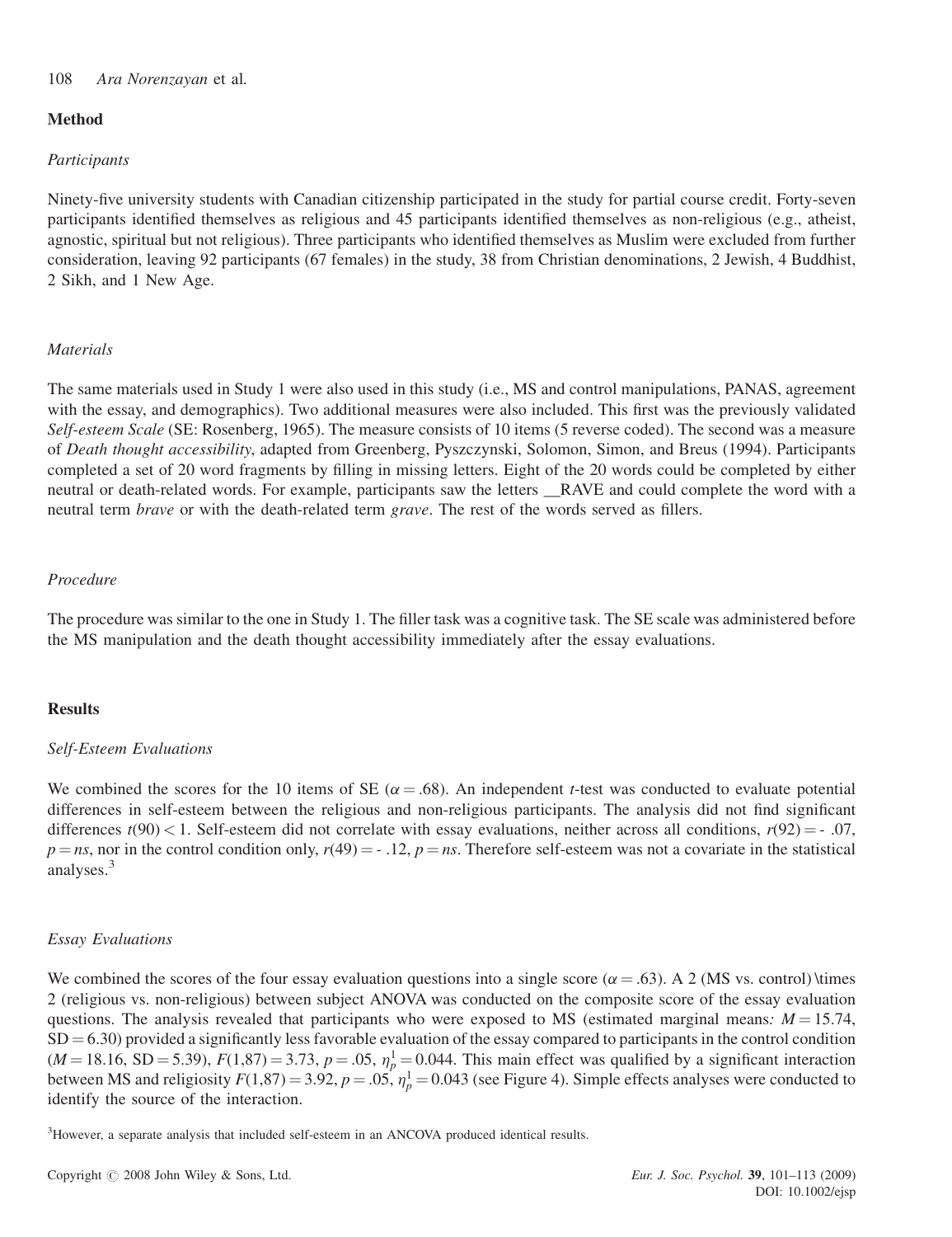## Method

### *Participants*

Ninety-five university students with Canadian citizenship participated in the study for partial course credit. Forty-seven participants identified themselves as religious and 45 participants identified themselves as non-religious (e.g., atheist, agnostic, spiritual but not religious). Three participants who identified themselves as Muslim were excluded from further consideration, leaving 92 participants (67 females) in the study, 38 from Christian denominations, 2 Jewish, 4 Buddhist, 2 Sikh, and 1 New Age.

### *Materials*

The same materials used in Study 1 were also used in this study (i.e., MS and control manipulations, PANAS, agreement with the essay, and demographics). Two additional measures were also included. This first was the previously validated *Self-esteem Scale* (SE: Rosenberg, 1965). The measure consists of 10 items (5 reverse coded). The second was a measure of *Death thought accessibility*, adapted from Greenberg, Pyszczynski, Solomon, Simon, and Breus (1994). Participants completed a set of 20 word fragments by filling in missing letters. Eight of the 20 words could be completed by either neutral or death-related words. For example, participants saw the letters __RAVE and could complete the word with a neutral term *brave* or with the death-related term *grave*. The rest of the words served as fillers.

### *Procedure*

The procedure was similar to the one in Study 1. The filler task was a cognitive task. The SE scale was administered before the MS manipulation and the death thought accessibility immediately after the essay evaluations.

## Results

### *Self-Esteem Evaluations*

We combined the scores for the 10 items of SE ($\alpha = .68$). An independent *t*-test was conducted to evaluate potential differences in self-esteem between the religious and non-religious participants. The analysis did not find significant differences $t(90) < 1$. Self-esteem did not correlate with essay evaluations, neither across all conditions, $r(92) = -.07$, $p = ns$, nor in the control condition only, $r(49) = -.12$, $p = ns$. Therefore self-esteem was not a covariate in the statistical analyses.[3]

### *Essay Evaluations*

We combined the scores of the four essay evaluation questions into a single score ($\alpha = .63$). A 2 (MS vs. control) \times 2 (religious vs. non-religious) between subject ANOVA was conducted on the composite score of the essay evaluation questions. The analysis revealed that participants who were exposed to MS (estimated marginal means*:* $M = 15.74$, $SD = 6.30$) provided a significantly less favorable evaluation of the essay compared to participants in the control condition ($M = 18.16$, $SD = 5.39$), $F(1,87) = 3.73$, $p = .05$, $\eta_p^1 = 0.044$. This main effect was qualified by a significant interaction between MS and religiosity $F(1,87) = 3.92$, $p = .05$, $\eta_p^1 = 0.043$ (see Figure 4). Simple effects analyses were conducted to identify the source of the interaction.

[3]However, a separate analysis that included self-esteem in an ANCOVA produced identical results.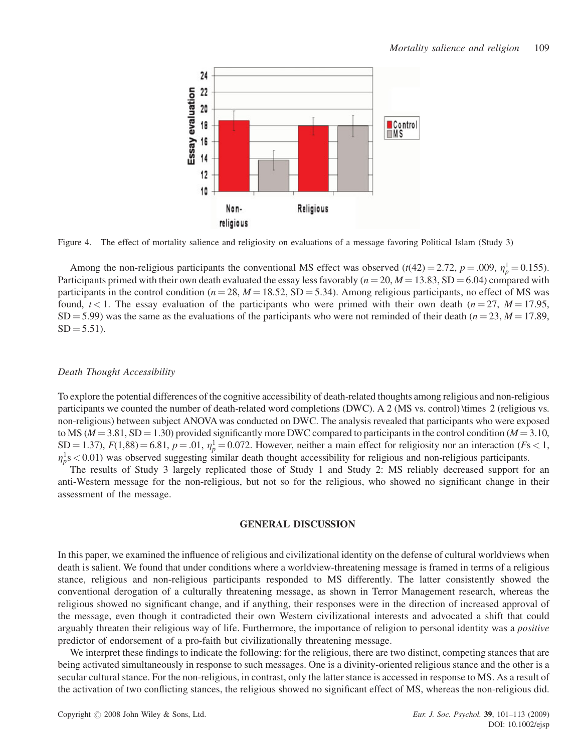Figure 4. The effect of mortality salience and religiosity on evaluations of a message favoring Political Islam (Study 3)

Among the non-religious participants the conventional MS effect was observed ($t(42) = 2.72$, $p = .009$, $\eta_p^1 = 0.155$). Participants primed with their own death evaluated the essay less favorably ($n = 20$, $M = 13.83$, $SD = 6.04$) compared with participants in the control condition ($n = 28$, $M = 18.52$, $SD = 5.34$). Among religious participants, no effect of MS was found, $t < 1$. The essay evaluation of the participants who were primed with their own death ($n = 27$, $M = 17.95$, $SD = 5.99$) was the same as the evaluations of the participants who were not reminded of their death ($n = 23$, $M = 17.89$, $SD = 5.51$).

*Death Thought Accessibility*

To explore the potential differences of the cognitive accessibility of death-related thoughts among religious and non-religious participants we counted the number of death-related word completions (DWC). A 2 (MS vs. control) \times 2 (religious vs. non-religious) between subject ANOVA was conducted on DWC. The analysis revealed that participants who were exposed to MS ($M = 3.81$, $SD = 1.30$) provided significantly more DWC compared to participants in the control condition ($M = 3.10$, $SD = 1.37$), $F(1,88) = 6.81$, $p = .01$, $\eta_p^1 = 0.072$. However, neither a main effect for religiosity nor an interaction ($F$s $< 1$, $\eta_p^1$s $< 0.01$) was observed suggesting similar death thought accessibility for religious and non-religious participants.

The results of Study 3 largely replicated those of Study 1 and Study 2: MS reliably decreased support for an anti-Western message for the non-religious, but not so for the religious, who showed no significant change in their assessment of the message.

## GENERAL DISCUSSION

In this paper, we examined the influence of religious and civilizational identity on the defense of cultural worldviews when death is salient. We found that under conditions where a worldview-threatening message is framed in terms of a religious stance, religious and non-religious participants responded to MS differently. The latter consistently showed the conventional derogation of a culturally threatening message, as shown in Terror Management research, whereas the religious showed no significant change, and if anything, their responses were in the direction of increased approval of the message, even though it contradicted their own Western civilizational interests and advocated a shift that could arguably threaten their religious way of life. Furthermore, the importance of religion to personal identity was a *positive* predictor of endorsement of a pro-faith but civilizationally threatening message.

We interpret these findings to indicate the following: for the religious, there are two distinct, competing stances that are being activated simultaneously in response to such messages. One is a divinity-oriented religious stance and the other is a secular cultural stance. For the non-religious, in contrast, only the latter stance is accessed in response to MS. As a result of the activation of two conflicting stances, the religious showed no significant effect of MS, whereas the non-religious did.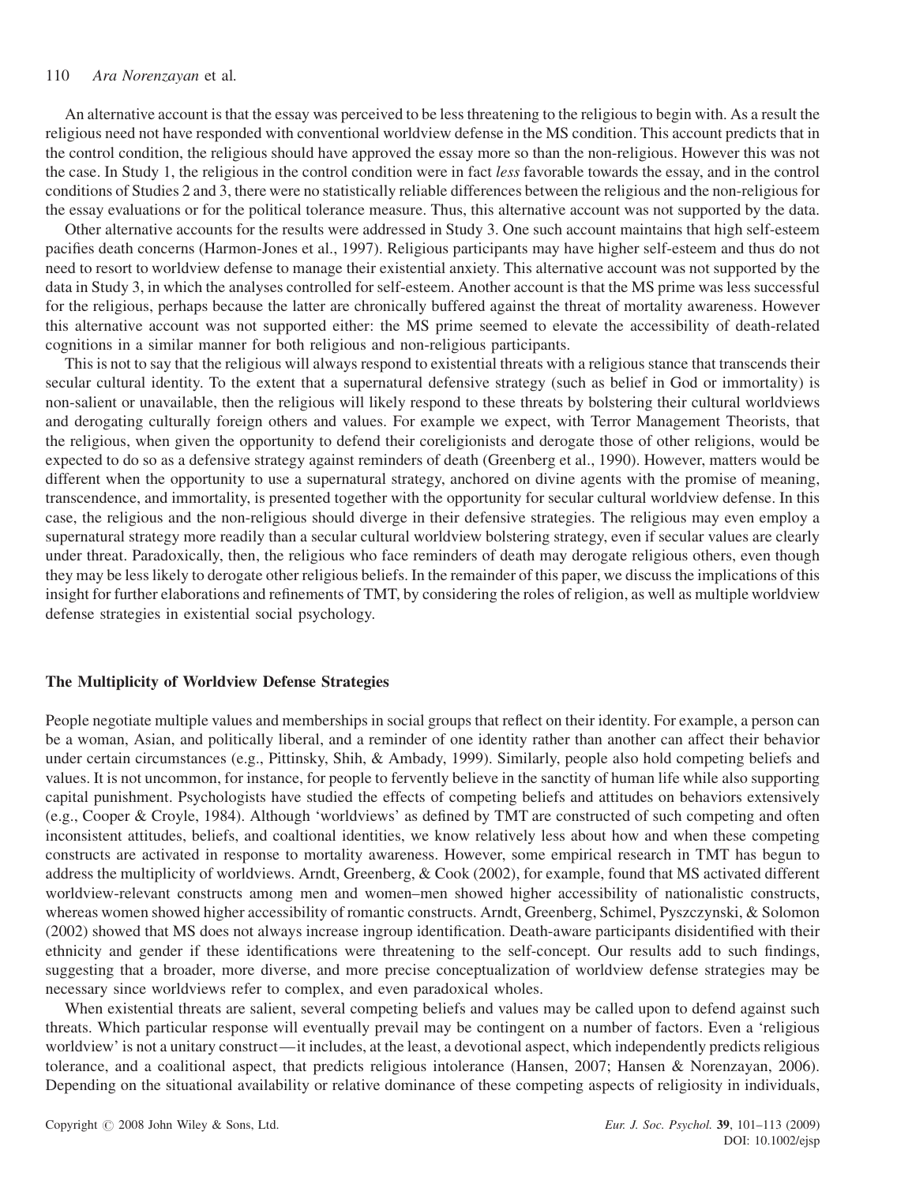An alternative account is that the essay was perceived to be less threatening to the religious to begin with. As a result the religious need not have responded with conventional worldview defense in the MS condition. This account predicts that in the control condition, the religious should have approved the essay more so than the non-religious. However this was not the case. In Study 1, the religious in the control condition were in fact *less* favorable towards the essay, and in the control conditions of Studies 2 and 3, there were no statistically reliable differences between the religious and the non-religious for the essay evaluations or for the political tolerance measure. Thus, this alternative account was not supported by the data.

Other alternative accounts for the results were addressed in Study 3. One such account maintains that high self-esteem pacifies death concerns (Harmon-Jones et al., 1997). Religious participants may have higher self-esteem and thus do not need to resort to worldview defense to manage their existential anxiety. This alternative account was not supported by the data in Study 3, in which the analyses controlled for self-esteem. Another account is that the MS prime was less successful for the religious, perhaps because the latter are chronically buffered against the threat of mortality awareness. However this alternative account was not supported either: the MS prime seemed to elevate the accessibility of death-related cognitions in a similar manner for both religious and non-religious participants.

This is not to say that the religious will always respond to existential threats with a religious stance that transcends their secular cultural identity. To the extent that a supernatural defensive strategy (such as belief in God or immortality) is non-salient or unavailable, then the religious will likely respond to these threats by bolstering their cultural worldviews and derogating culturally foreign others and values. For example we expect, with Terror Management Theorists, that the religious, when given the opportunity to defend their coreligionists and derogate those of other religions, would be expected to do so as a defensive strategy against reminders of death (Greenberg et al., 1990). However, matters would be different when the opportunity to use a supernatural strategy, anchored on divine agents with the promise of meaning, transcendence, and immortality, is presented together with the opportunity for secular cultural worldview defense. In this case, the religious and the non-religious should diverge in their defensive strategies. The religious may even employ a supernatural strategy more readily than a secular cultural worldview bolstering strategy, even if secular values are clearly under threat. Paradoxically, then, the religious who face reminders of death may derogate religious others, even though they may be less likely to derogate other religious beliefs. In the remainder of this paper, we discuss the implications of this insight for further elaborations and refinements of TMT, by considering the roles of religion, as well as multiple worldview defense strategies in existential social psychology.

## The Multiplicity of Worldview Defense Strategies

People negotiate multiple values and memberships in social groups that reflect on their identity. For example, a person can be a woman, Asian, and politically liberal, and a reminder of one identity rather than another can affect their behavior under certain circumstances (e.g., Pittinsky, Shih, & Ambady, 1999). Similarly, people also hold competing beliefs and values. It is not uncommon, for instance, for people to fervently believe in the sanctity of human life while also supporting capital punishment. Psychologists have studied the effects of competing beliefs and attitudes on behaviors extensively (e.g., Cooper & Croyle, 1984). Although 'worldviews' as defined by TMT are constructed of such competing and often inconsistent attitudes, beliefs, and coaltional identities, we know relatively less about how and when these competing constructs are activated in response to mortality awareness. However, some empirical research in TMT has begun to address the multiplicity of worldviews. Arndt, Greenberg, & Cook (2002), for example, found that MS activated different worldview-relevant constructs among men and women–men showed higher accessibility of nationalistic constructs, whereas women showed higher accessibility of romantic constructs. Arndt, Greenberg, Schimel, Pyszczynski, & Solomon (2002) showed that MS does not always increase ingroup identification. Death-aware participants disidentified with their ethnicity and gender if these identifications were threatening to the self-concept. Our results add to such findings, suggesting that a broader, more diverse, and more precise conceptualization of worldview defense strategies may be necessary since worldviews refer to complex, and even paradoxical wholes.

When existential threats are salient, several competing beliefs and values may be called upon to defend against such threats. Which particular response will eventually prevail may be contingent on a number of factors. Even a 'religious worldview' is not a unitary construct—it includes, at the least, a devotional aspect, which independently predicts religious tolerance, and a coalitional aspect, that predicts religious intolerance (Hansen, 2007; Hansen & Norenzayan, 2006). Depending on the situational availability or relative dominance of these competing aspects of religiosity in individuals,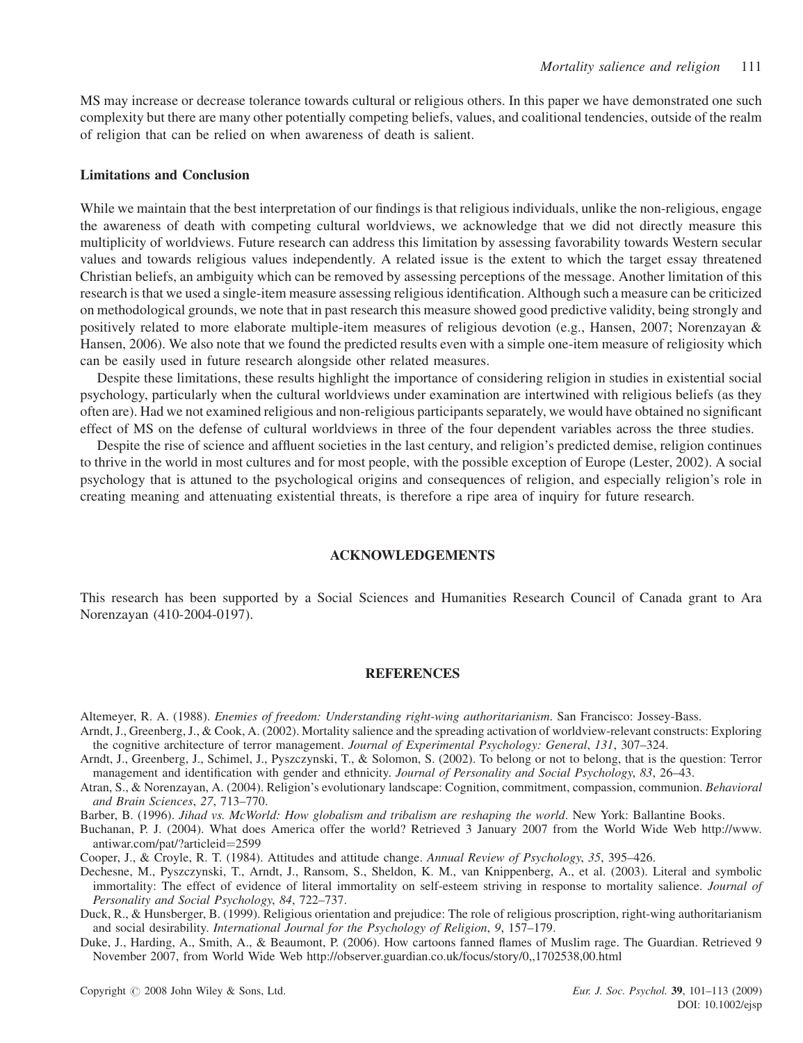MS may increase or decrease tolerance towards cultural or religious others. In this paper we have demonstrated one such complexity but there are many other potentially competing beliefs, values, and coalitional tendencies, outside of the realm of religion that can be relied on when awareness of death is salient.

### Limitations and Conclusion

While we maintain that the best interpretation of our findings is that religious individuals, unlike the non-religious, engage the awareness of death with competing cultural worldviews, we acknowledge that we did not directly measure this multiplicity of worldviews. Future research can address this limitation by assessing favorability towards Western secular values and towards religious values independently. A related issue is the extent to which the target essay threatened Christian beliefs, an ambiguity which can be removed by assessing perceptions of the message. Another limitation of this research is that we used a single-item measure assessing religious identification. Although such a measure can be criticized on methodological grounds, we note that in past research this measure showed good predictive validity, being strongly and positively related to more elaborate multiple-item measures of religious devotion (e.g., Hansen, 2007; Norenzayan & Hansen, 2006). We also note that we found the predicted results even with a simple one-item measure of religiosity which can be easily used in future research alongside other related measures.

Despite these limitations, these results highlight the importance of considering religion in studies in existential social psychology, particularly when the cultural worldviews under examination are intertwined with religious beliefs (as they often are). Had we not examined religious and non-religious participants separately, we would have obtained no significant effect of MS on the defense of cultural worldviews in three of the four dependent variables across the three studies.

Despite the rise of science and affluent societies in the last century, and religion's predicted demise, religion continues to thrive in the world in most cultures and for most people, with the possible exception of Europe (Lester, 2002). A social psychology that is attuned to the psychological origins and consequences of religion, and especially religion's role in creating meaning and attenuating existential threats, is therefore a ripe area of inquiry for future research.

## ACKNOWLEDGEMENTS

This research has been supported by a Social Sciences and Humanities Research Council of Canada grant to Ara Norenzayan (410-2004-0197).

## REFERENCES

Altemeyer, R. A. (1988). *Enemies of freedom: Understanding right-wing authoritarianism*. San Francisco: Jossey-Bass.

Arndt, J., Greenberg, J., & Cook, A. (2002). Mortality salience and the spreading activation of worldview-relevant constructs: Exploring the cognitive architecture of terror management. *Journal of Experimental Psychology: General*, *131*, 307–324.

Arndt, J., Greenberg, J., Schimel, J., Pyszczynski, T., & Solomon, S. (2002). To belong or not to belong, that is the question: Terror management and identification with gender and ethnicity. *Journal of Personality and Social Psychology*, *83*, 26–43.

Atran, S., & Norenzayan, A. (2004). Religion's evolutionary landscape: Cognition, commitment, compassion, communion. *Behavioral and Brain Sciences*, *27*, 713–770.

Barber, B. (1996). *Jihad vs. McWorld: How globalism and tribalism are reshaping the world*. New York: Ballantine Books.

Buchanan, P. J. (2004). What does America offer the world? Retrieved 3 January 2007 from the World Wide Web http://www.antiwar.com/pat/?articleid=2599

Cooper, J., & Croyle, R. T. (1984). Attitudes and attitude change. *Annual Review of Psychology*, *35*, 395–426.

Dechesne, M., Pyszczynski, T., Arndt, J., Ransom, S., Sheldon, K. M., van Knippenberg, A., et al. (2003). Literal and symbolic immortality: The effect of evidence of literal immortality on self-esteem striving in response to mortality salience. *Journal of Personality and Social Psychology*, *84*, 722–737.

Duck, R., & Hunsberger, B. (1999). Religious orientation and prejudice: The role of religious proscription, right-wing authoritarianism and social desirability. *International Journal for the Psychology of Religion*, *9*, 157–179.

Duke, J., Harding, A., Smith, A., & Beaumont, P. (2006). How cartoons fanned flames of Muslim rage. The Guardian. Retrieved 9 November 2007, from World Wide Web http://observer.guardian.co.uk/focus/story/0,,1702538,00.html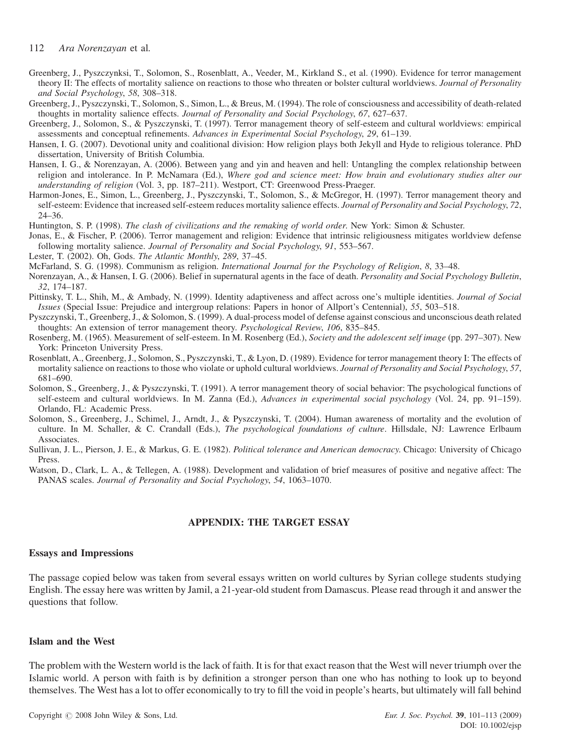Greenberg, J., Pyszczynksi, T., Solomon, S., Rosenblatt, A., Veeder, M., Kirkland S., et al. (1990). Evidence for terror management theory II: The effects of mortality salience on reactions to those who threaten or bolster cultural worldviews. *Journal of Personality and Social Psychology*, *58*, 308–318.

Greenberg, J., Pyszczynski, T., Solomon, S., Simon, L., & Breus, M. (1994). The role of consciousness and accessibility of death-related thoughts in mortality salience effects. *Journal of Personality and Social Psychology*, *67*, 627–637.

Greenberg, J., Solomon, S., & Pyszczynski, T. (1997). Terror management theory of self-esteem and cultural worldviews: empirical assessments and conceptual refinements. *Advances in Experimental Social Psychology*, *29*, 61–139.

Hansen, I. G. (2007). Devotional unity and coalitional division: How religion plays both Jekyll and Hyde to religious tolerance. PhD dissertation, University of British Columbia.

Hansen, I. G., & Norenzayan, A. (2006). Between yang and yin and heaven and hell: Untangling the complex relationship between religion and intolerance. In P. McNamara (Ed.), *Where god and science meet: How brain and evolutionary studies alter our understanding of religion* (Vol. 3, pp. 187–211). Westport, CT: Greenwood Press-Praeger.

Harmon-Jones, E., Simon, L., Greenberg, J., Pyszczynski, T., Solomon, S., & McGregor, H. (1997). Terror management theory and self-esteem: Evidence that increased self-esteem reduces mortality salience effects. *Journal of Personality and Social Psychology*, *72*, 24–36.

Huntington, S. P. (1998). *The clash of civilizations and the remaking of world order*. New York: Simon & Schuster.

Jonas, E., & Fischer, P. (2006). Terror management and religion: Evidence that intrinsic religiousness mitigates worldview defense following mortality salience. *Journal of Personality and Social Psychology*, *91*, 553–567.

Lester, T. (2002). Oh, Gods. *The Atlantic Monthly*, *289*, 37–45.

McFarland, S. G. (1998). Communism as religion. *International Journal for the Psychology of Religion*, *8*, 33–48.

Norenzayan, A., & Hansen, I. G. (2006). Belief in supernatural agents in the face of death. *Personality and Social Psychology Bulletin*, *32*, 174–187.

Pittinsky, T. L., Shih, M., & Ambady, N. (1999). Identity adaptiveness and affect across one's multiple identities. *Journal of Social Issues* (Special Issue: Prejudice and intergroup relations: Papers in honor of Allport's Centennial), *55*, 503–518.

Pyszczynski, T., Greenberg, J., & Solomon, S. (1999). A dual-process model of defense against conscious and unconscious death related thoughts: An extension of terror management theory. *Psychological Review*, *106*, 835–845.

Rosenberg, M. (1965). Measurement of self-esteem. In M. Rosenberg (Ed.), *Society and the adolescent self image* (pp. 297–307). New York: Princeton University Press.

Rosenblatt, A., Greenberg, J., Solomon, S., Pyszczynski, T., & Lyon, D. (1989). Evidence for terror management theory I: The effects of mortality salience on reactions to those who violate or uphold cultural worldviews. *Journal of Personality and Social Psychology*, *57*, 681–690.

Solomon, S., Greenberg, J., & Pyszczynski, T. (1991). A terror management theory of social behavior: The psychological functions of self-esteem and cultural worldviews. In M. Zanna (Ed.), *Advances in experimental social psychology* (Vol. 24, pp. 91–159). Orlando, FL: Academic Press.

Solomon, S., Greenberg, J., Schimel, J., Arndt, J., & Pyszczynski, T. (2004). Human awareness of mortality and the evolution of culture. In M. Schaller, & C. Crandall (Eds.), *The psychological foundations of culture*. Hillsdale, NJ: Lawrence Erlbaum Associates.

Sullivan, J. L., Pierson, J. E., & Markus, G. E. (1982). *Political tolerance and American democracy*. Chicago: University of Chicago Press.

Watson, D., Clark, L. A., & Tellegen, A. (1988). Development and validation of brief measures of positive and negative affect: The PANAS scales. *Journal of Personality and Social Psychology*, *54*, 1063–1070.

## APPENDIX: THE TARGET ESSAY

### Essays and Impressions

The passage copied below was taken from several essays written on world cultures by Syrian college students studying English. The essay here was written by Jamil, a 21-year-old student from Damascus. Please read through it and answer the questions that follow.

### Islam and the West

The problem with the Western world is the lack of faith. It is for that exact reason that the West will never triumph over the Islamic world. A person with faith is by definition a stronger person than one who has nothing to look up to beyond themselves. The West has a lot to offer economically to try to fill the void in people's hearts, but ultimately will fall behind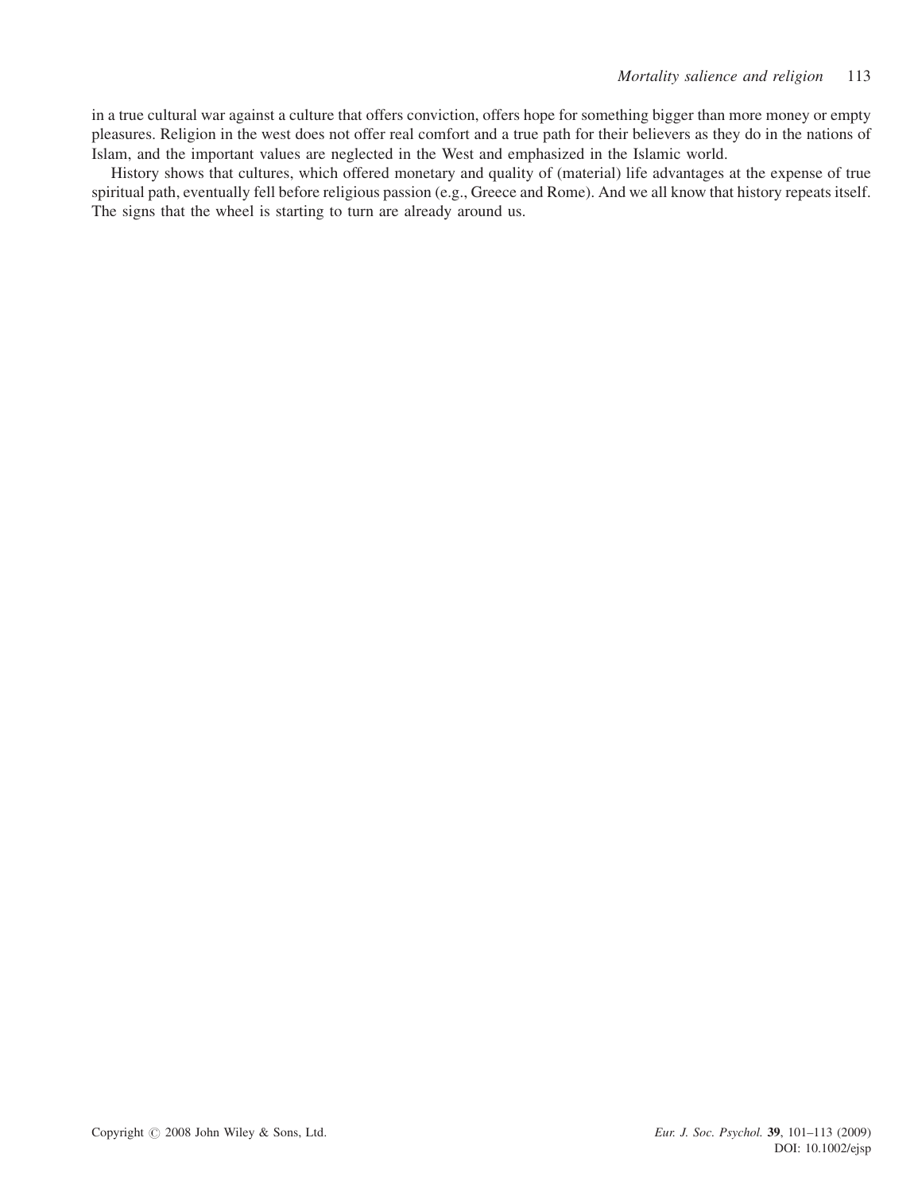in a true cultural war against a culture that offers conviction, offers hope for something bigger than more money or empty pleasures. Religion in the west does not offer real comfort and a true path for their believers as they do in the nations of Islam, and the important values are neglected in the West and emphasized in the Islamic world.

History shows that cultures, which offered monetary and quality of (material) life advantages at the expense of true spiritual path, eventually fell before religious passion (e.g., Greece and Rome). And we all know that history repeats itself. The signs that the wheel is starting to turn are already around us.